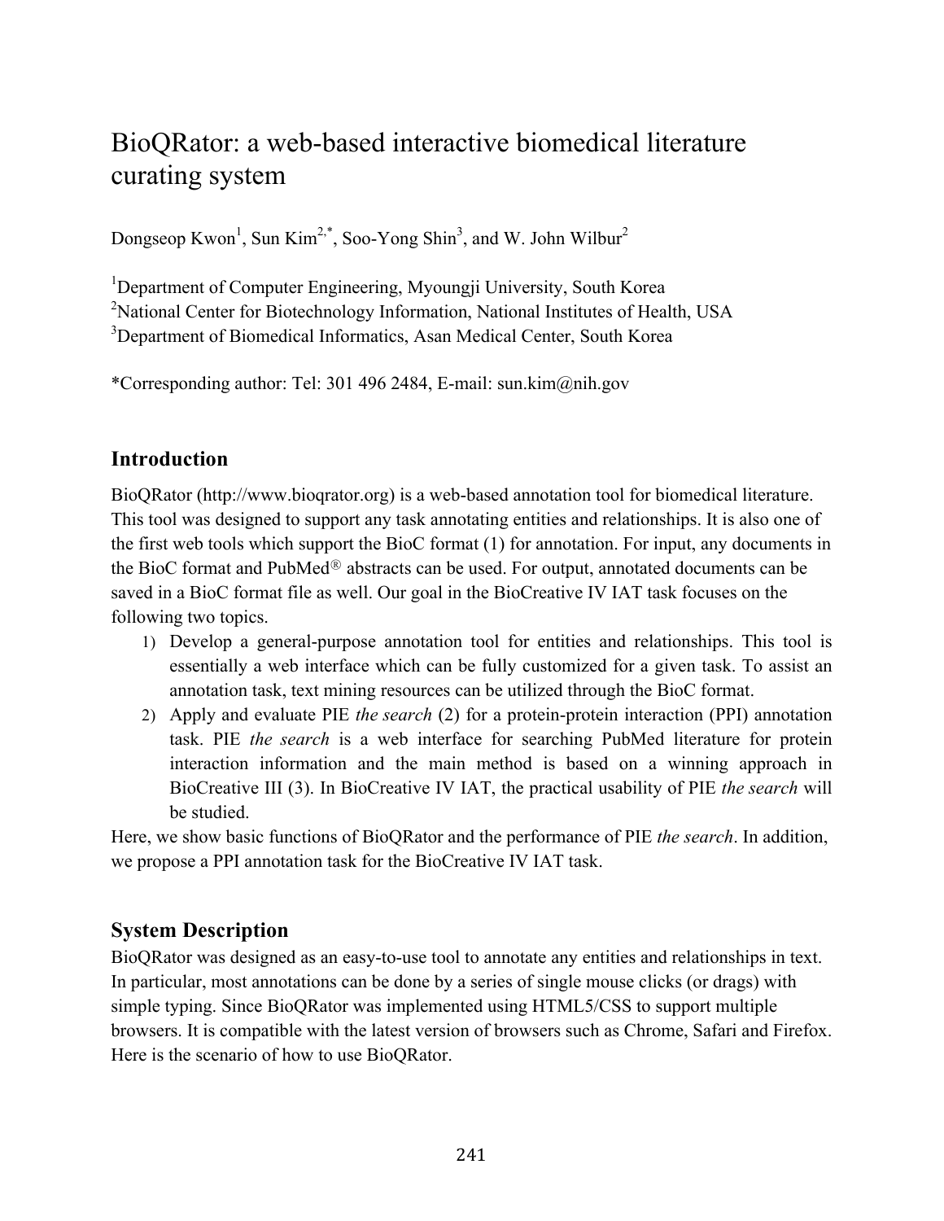# BioQRator: a web-based interactive biomedical literature curating system

Dongseop Kwon[1], Sun Kim[2,*], Soo-Yong Shin[3], and W. John Wilbur[2]

[1]Department of Computer Engineering, Myoungji University, South Korea
[2]National Center for Biotechnology Information, National Institutes of Health, USA
[3]Department of Biomedical Informatics, Asan Medical Center, South Korea

*Corresponding author: Tel: 301 496 2484, E-mail: sun.kim@nih.gov

## Introduction

BioQRator (http://www.bioqrator.org) is a web-based annotation tool for biomedical literature. This tool was designed to support any task annotating entities and relationships. It is also one of the first web tools which support the BioC format (1) for annotation. For input, any documents in the BioC format and PubMed® abstracts can be used. For output, annotated documents can be saved in a BioC format file as well. Our goal in the BioCreative IV IAT task focuses on the following two topics.

1) Develop a general-purpose annotation tool for entities and relationships. This tool is essentially a web interface which can be fully customized for a given task. To assist an annotation task, text mining resources can be utilized through the BioC format.
2) Apply and evaluate PIE *the search* (2) for a protein-protein interaction (PPI) annotation task. PIE *the search* is a web interface for searching PubMed literature for protein interaction information and the main method is based on a winning approach in BioCreative III (3). In BioCreative IV IAT, the practical usability of PIE *the search* will be studied.

Here, we show basic functions of BioQRator and the performance of PIE *the search*. In addition, we propose a PPI annotation task for the BioCreative IV IAT task.

## System Description

BioQRator was designed as an easy-to-use tool to annotate any entities and relationships in text. In particular, most annotations can be done by a series of single mouse clicks (or drags) with simple typing. Since BioQRator was implemented using HTML5/CSS to support multiple browsers. It is compatible with the latest version of browsers such as Chrome, Safari and Firefox. Here is the scenario of how to use BioQRator.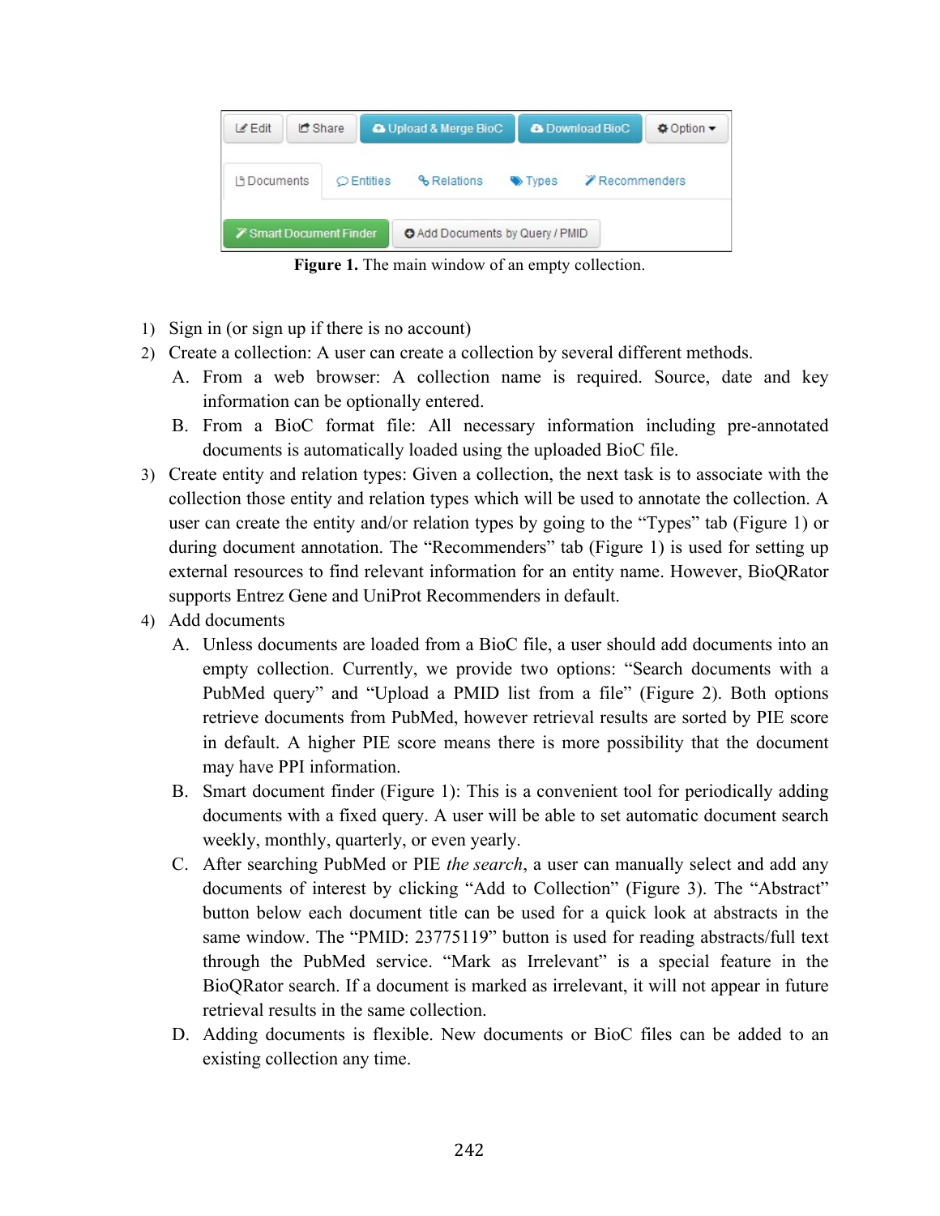Figure 1. The main window of an empty collection.

1) Sign in (or sign up if there is no account)
2) Create a collection: A user can create a collection by several different methods.
   A. From a web browser: A collection name is required. Source, date and key information can be optionally entered.
   B. From a BioC format file: All necessary information including pre-annotated documents is automatically loaded using the uploaded BioC file.
3) Create entity and relation types: Given a collection, the next task is to associate with the collection those entity and relation types which will be used to annotate the collection. A user can create the entity and/or relation types by going to the "Types" tab (Figure 1) or during document annotation. The "Recommenders" tab (Figure 1) is used for setting up external resources to find relevant information for an entity name. However, BioQRator supports Entrez Gene and UniProt Recommenders in default.
4) Add documents
   A. Unless documents are loaded from a BioC file, a user should add documents into an empty collection. Currently, we provide two options: "Search documents with a PubMed query" and "Upload a PMID list from a file" (Figure 2). Both options retrieve documents from PubMed, however retrieval results are sorted by PIE score in default. A higher PIE score means there is more possibility that the document may have PPI information.
   B. Smart document finder (Figure 1): This is a convenient tool for periodically adding documents with a fixed query. A user will be able to set automatic document search weekly, monthly, quarterly, or even yearly.
   C. After searching PubMed or PIE *the search*, a user can manually select and add any documents of interest by clicking "Add to Collection" (Figure 3). The "Abstract" button below each document title can be used for a quick look at abstracts in the same window. The "PMID: 23775119" button is used for reading abstracts/full text through the PubMed service. "Mark as Irrelevant" is a special feature in the BioQRator search. If a document is marked as irrelevant, it will not appear in future retrieval results in the same collection.
   D. Adding documents is flexible. New documents or BioC files can be added to an existing collection any time.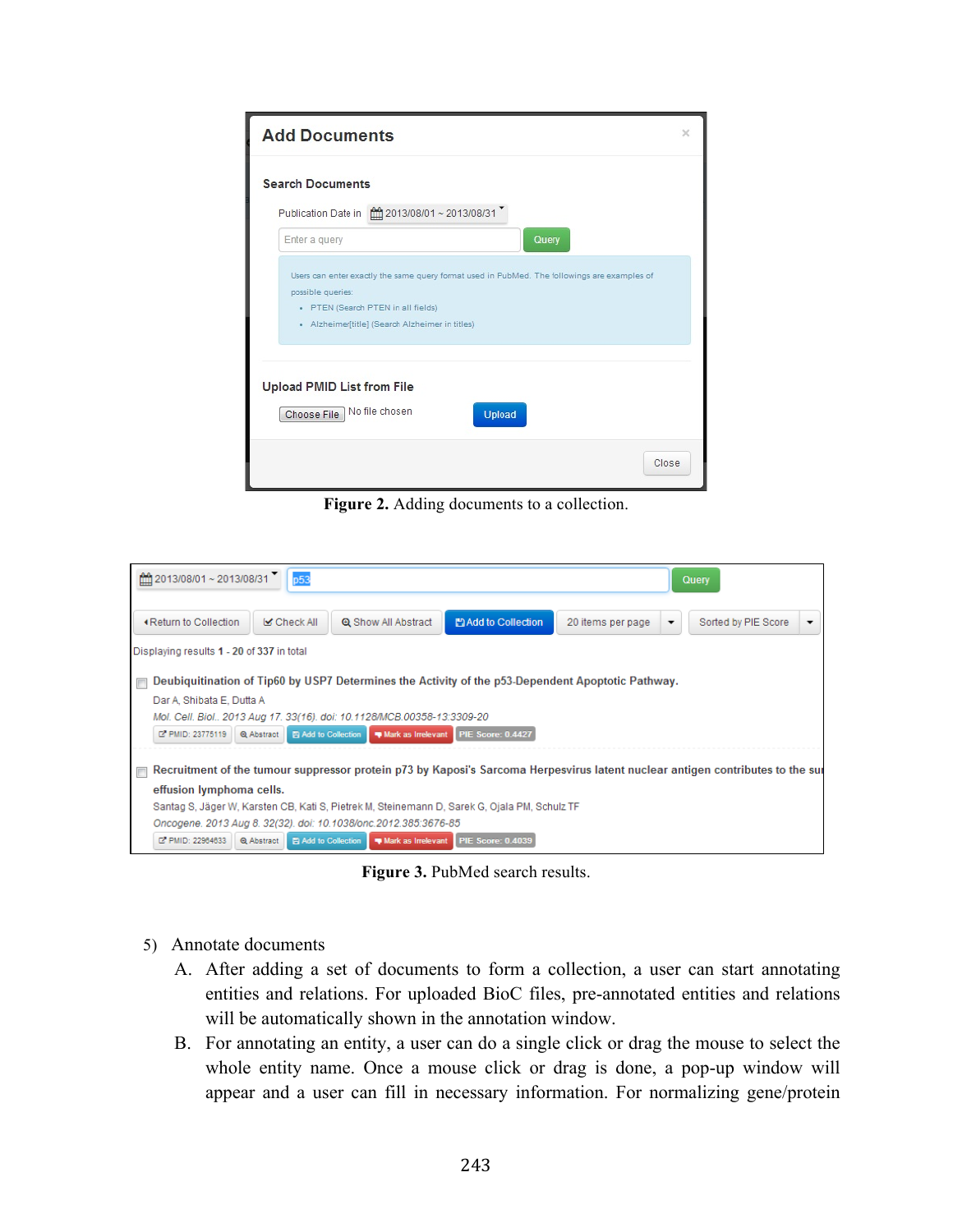Figure 2. Adding documents to a collection.

Figure 3. PubMed search results.

5) Annotate documents

   A. After adding a set of documents to form a collection, a user can start annotating entities and relations. For uploaded BioC files, pre-annotated entities and relations will be automatically shown in the annotation window.

   B. For annotating an entity, a user can do a single click or drag the mouse to select the whole entity name. Once a mouse click or drag is done, a pop-up window will appear and a user can fill in necessary information. For normalizing gene/protein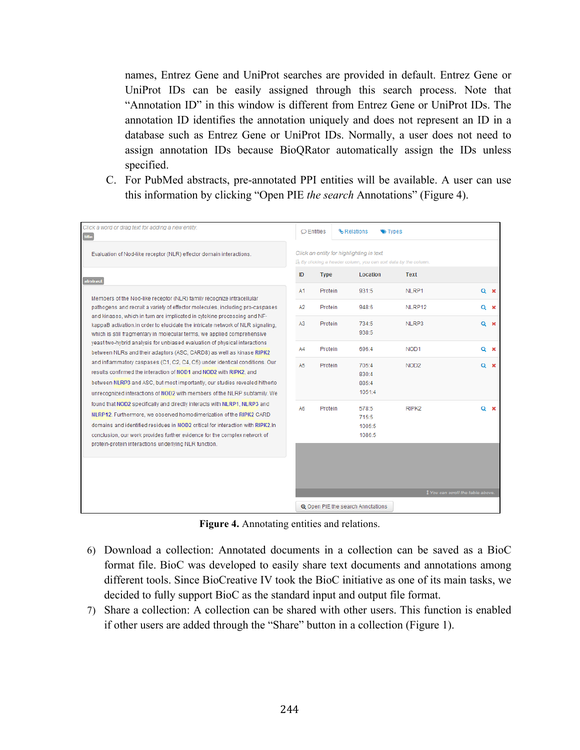names, Entrez Gene and UniProt searches are provided in default. Entrez Gene or UniProt IDs can be easily assigned through this search process. Note that "Annotation ID" in this window is different from Entrez Gene or UniProt IDs. The annotation ID identifies the annotation uniquely and does not represent an ID in a database such as Entrez Gene or UniProt IDs. Normally, a user does not need to assign annotation IDs because BioQRator automatically assign the IDs unless specified.

C. For PubMed abstracts, pre-annotated PPI entities will be available. A user can use this information by clicking "Open PIE *the search* Annotations" (Figure 4).

Click a word or drag text for adding a new entity.

title

Evaluation of Nod-like receptor (NLR) effector domain interactions.

abstract

Members of the Nod-like receptor (NLR) family recognize intracellular pathogens and recruit a variety of effector molecules, including pro-caspases and kinases, which in turn are implicated in cytokine processing and NF-kappaB activation.In order to elucidate the intricate network of NLR signaling, which is still fragmentary in molecular terms, we applied comprehensive yeast two-hybrid analysis for unbiased evaluation of physical interactions between NLRs and their adaptors (ASC, CARD8) as well as kinase RIPK2 and inflammatory caspases (C1, C2, C4, C5) under identical conditions. Our results confirmed the interaction of NOD1 and NOD2 with RIPK2, and between NLRP3 and ASC, but most importantly, our studies revealed hitherto unrecognized interactions of NOD2 with members of the NLRP subfamily. We found that NOD2 specifically and directly interacts with NLRP1, NLRP3 and NLRP12. Furthermore, we observed homodimerization of the RIPK2 CARD domains and identified residues in NOD2 critical for interaction with RIPK2.In conclusion, our work provides further evidence for the complex network of protein-protein interactions underlying NLR function.

Entities | Relations | Types

Click an entity for highlighting in text

By clicking a header column, you can sort data by the column.

| ID | Type | Location | Text |
|---|---|---|---|
| A1 | Protein | 931:5 | NLRP1 |
| A2 | Protein | 948:6 | NLRP12 |
| A3 | Protein | 734:5<br>938:5 | NLRP3 |
| A4 | Protein | 696:4 | NOD1 |
| A5 | Protein | 705:4<br>830:4<br>885:4<br>1051:4 | NOD2 |
| A6 | Protein | 578:5<br>715:5<br>1005:5<br>1086:5 | RIPK2 |

You can scroll the table above.

Open PIE the search Annotations

**Figure 4.** Annotating entities and relations.

6) Download a collection: Annotated documents in a collection can be saved as a BioC format file. BioC was developed to easily share text documents and annotations among different tools. Since BioCreative IV took the BioC initiative as one of its main tasks, we decided to fully support BioC as the standard input and output file format.

7) Share a collection: A collection can be shared with other users. This function is enabled if other users are added through the "Share" button in a collection (Figure 1).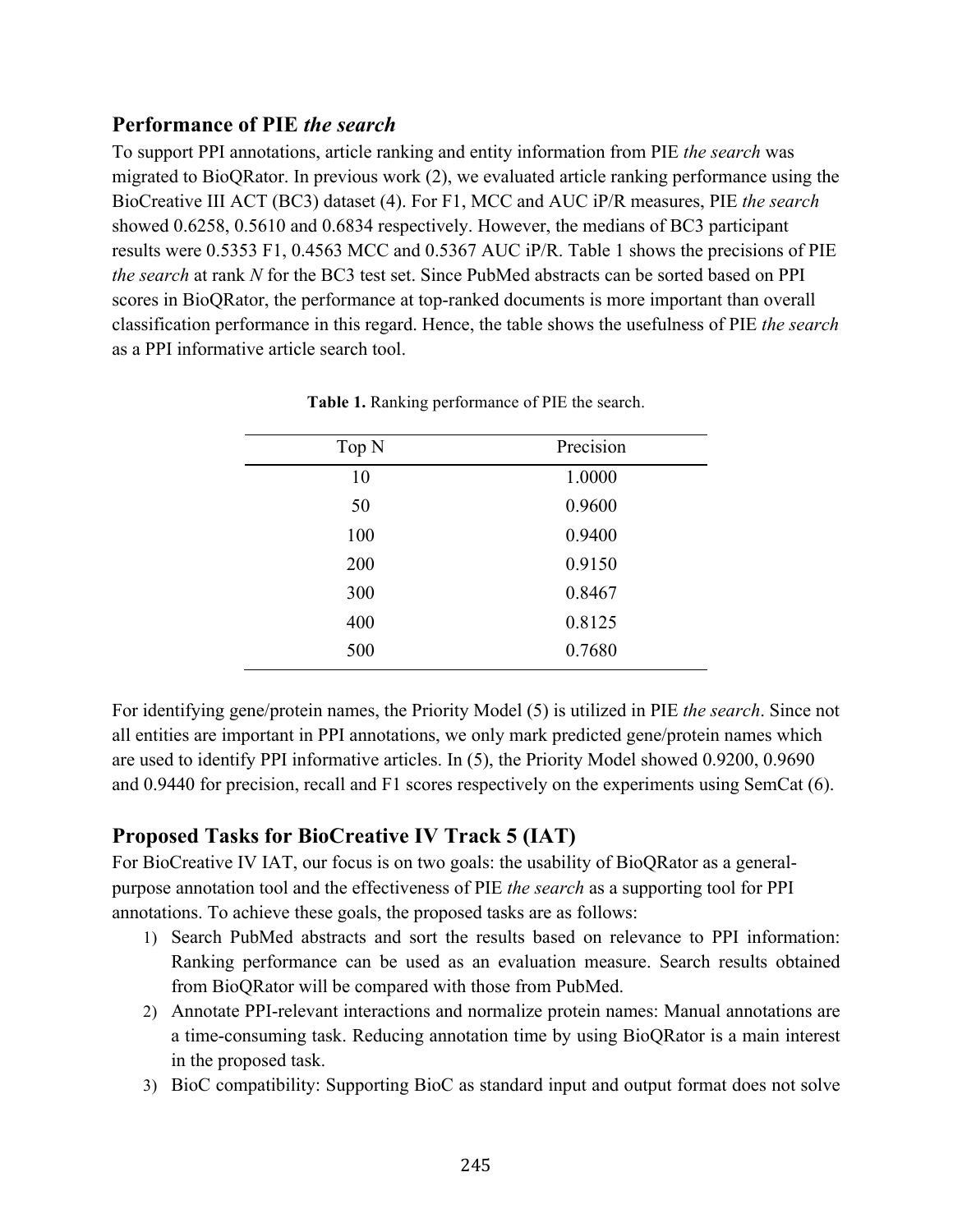## Performance of PIE *the search*

To support PPI annotations, article ranking and entity information from PIE *the search* was migrated to BioQRator. In previous work (2), we evaluated article ranking performance using the BioCreative III ACT (BC3) dataset (4). For F1, MCC and AUC iP/R measures, PIE *the search* showed 0.6258, 0.5610 and 0.6834 respectively. However, the medians of BC3 participant results were 0.5353 F1, 0.4563 MCC and 0.5367 AUC iP/R. Table 1 shows the precisions of PIE *the search* at rank *N* for the BC3 test set. Since PubMed abstracts can be sorted based on PPI scores in BioQRator, the performance at top-ranked documents is more important than overall classification performance in this regard. Hence, the table shows the usefulness of PIE *the search* as a PPI informative article search tool.

**Table 1.** Ranking performance of PIE the search.

| Top N | Precision |
| --- | --- |
| 10 | 1.0000 |
| 50 | 0.9600 |
| 100 | 0.9400 |
| 200 | 0.9150 |
| 300 | 0.8467 |
| 400 | 0.8125 |
| 500 | 0.7680 |

For identifying gene/protein names, the Priority Model (5) is utilized in PIE *the search*. Since not all entities are important in PPI annotations, we only mark predicted gene/protein names which are used to identify PPI informative articles. In (5), the Priority Model showed 0.9200, 0.9690 and 0.9440 for precision, recall and F1 scores respectively on the experiments using SemCat (6).

## Proposed Tasks for BioCreative IV Track 5 (IAT)

For BioCreative IV IAT, our focus is on two goals: the usability of BioQRator as a general-purpose annotation tool and the effectiveness of PIE *the search* as a supporting tool for PPI annotations. To achieve these goals, the proposed tasks are as follows:

1) Search PubMed abstracts and sort the results based on relevance to PPI information: Ranking performance can be used as an evaluation measure. Search results obtained from BioQRator will be compared with those from PubMed.
2) Annotate PPI-relevant interactions and normalize protein names: Manual annotations are a time-consuming task. Reducing annotation time by using BioQRator is a main interest in the proposed task.
3) BioC compatibility: Supporting BioC as standard input and output format does not solve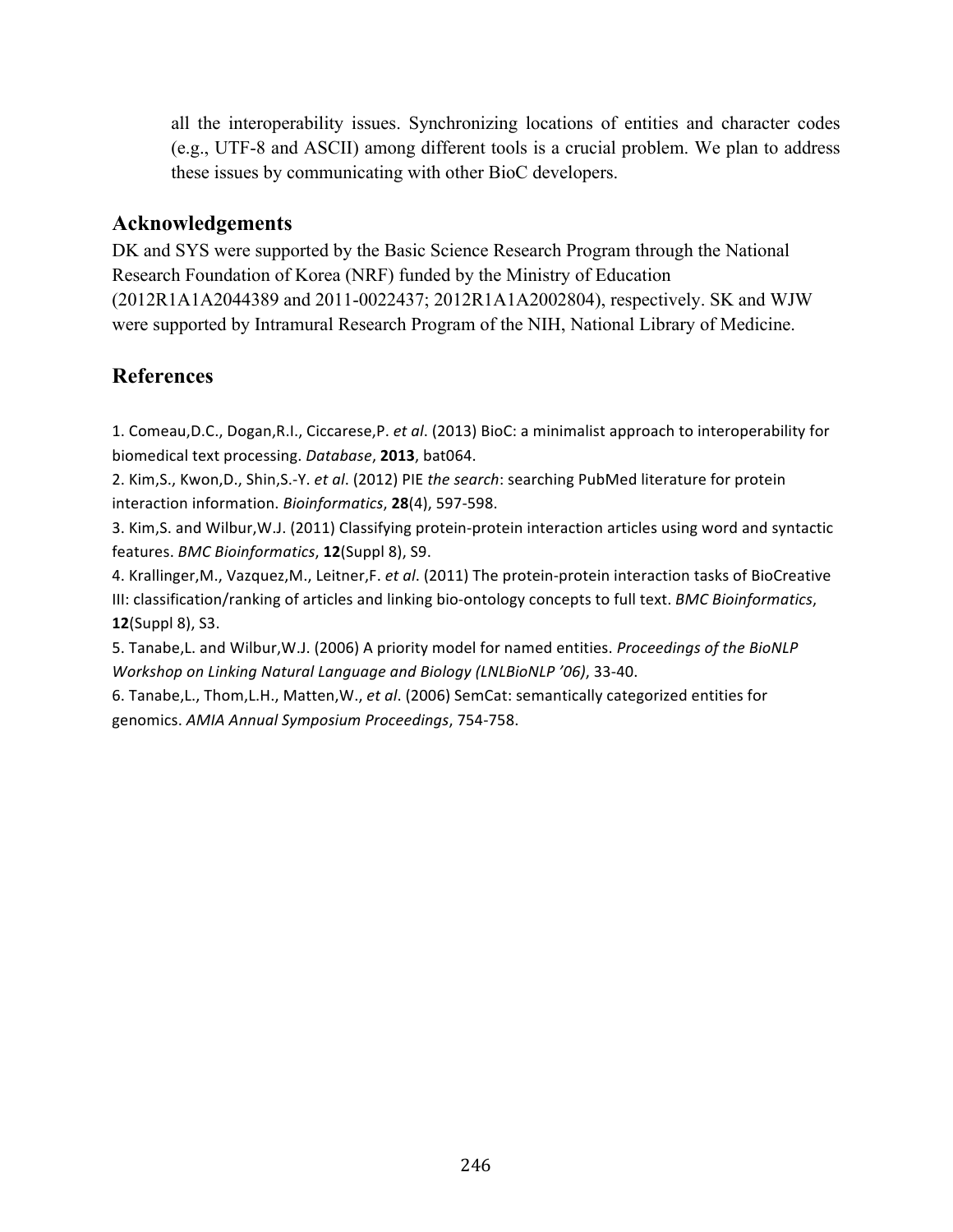all the interoperability issues. Synchronizing locations of entities and character codes (e.g., UTF-8 and ASCII) among different tools is a crucial problem. We plan to address these issues by communicating with other BioC developers.

## Acknowledgements

DK and SYS were supported by the Basic Science Research Program through the National Research Foundation of Korea (NRF) funded by the Ministry of Education (2012R1A1A2044389 and 2011-0022437; 2012R1A1A2002804), respectively. SK and WJW were supported by Intramural Research Program of the NIH, National Library of Medicine.

## References

1. Comeau,D.C., Dogan,R.I., Ciccarese,P. *et al*. (2013) BioC: a minimalist approach to interoperability for biomedical text processing. *Database*, **2013**, bat064.
2. Kim,S., Kwon,D., Shin,S.-Y. *et al*. (2012) PIE *the search*: searching PubMed literature for protein interaction information. *Bioinformatics*, **28**(4), 597-598.
3. Kim,S. and Wilbur,W.J. (2011) Classifying protein-protein interaction articles using word and syntactic features. *BMC Bioinformatics*, **12**(Suppl 8), S9.
4. Krallinger,M., Vazquez,M., Leitner,F. *et al*. (2011) The protein-protein interaction tasks of BioCreative III: classification/ranking of articles and linking bio-ontology concepts to full text. *BMC Bioinformatics*, **12**(Suppl 8), S3.
5. Tanabe,L. and Wilbur,W.J. (2006) A priority model for named entities. *Proceedings of the BioNLP Workshop on Linking Natural Language and Biology (LNLBioNLP '06)*, 33-40.
6. Tanabe,L., Thom,L.H., Matten,W., *et al*. (2006) SemCat: semantically categorized entities for genomics. *AMIA Annual Symposium Proceedings*, 754-758.